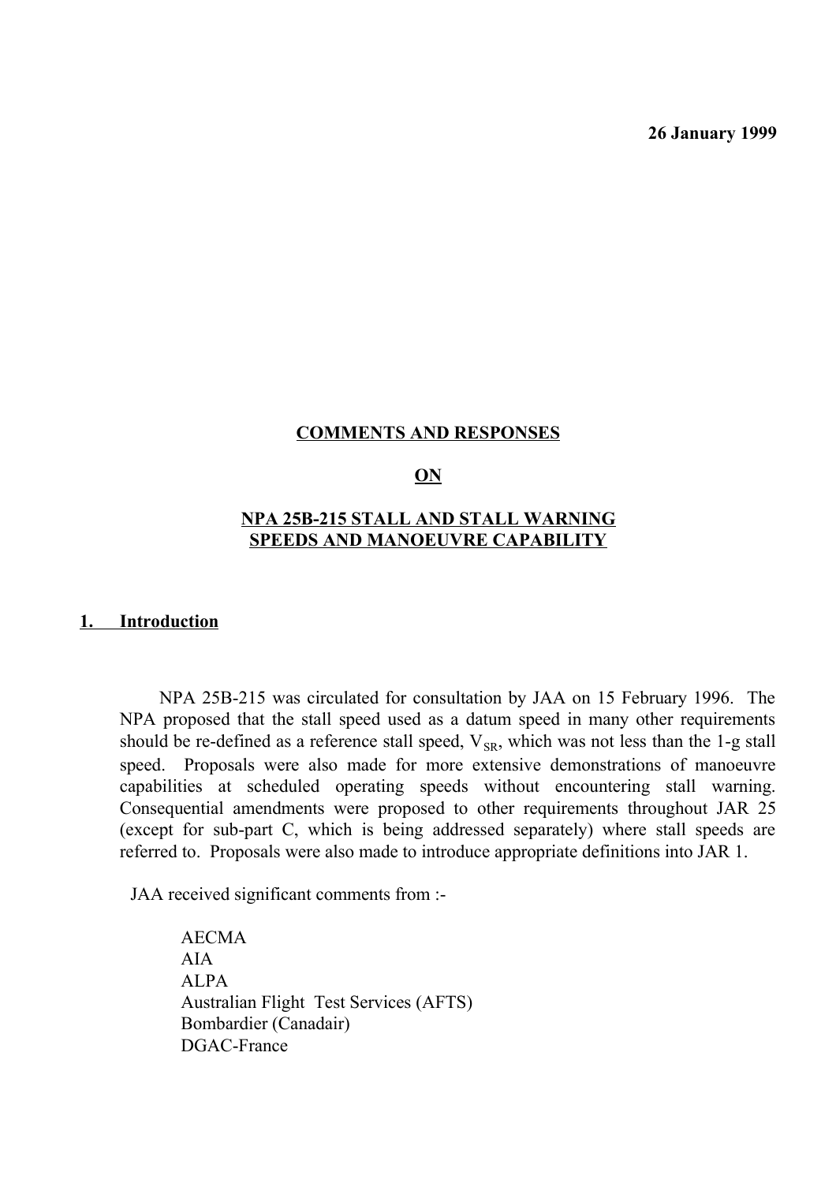**26 January 1999**

# COMMENTS AND RESPONSES

# ON

# NPA 25B-215 STALL AND STALL WARNING SPEEDS AND MANOEUVRE CAPABILITY

## 1. Introduction

NPA 25B-215 was circulated for consultation by JAA on 15 February 1996. The NPA proposed that the stall speed used as a datum speed in many other requirements should be re-defined as a reference stall speed, $V_{SR}$, which was not less than the 1-g stall speed. Proposals were also made for more extensive demonstrations of manoeuvre capabilities at scheduled operating speeds without encountering stall warning. Consequential amendments were proposed to other requirements throughout JAR 25 (except for sub-part C, which is being addressed separately) where stall speeds are referred to. Proposals were also made to introduce appropriate definitions into JAR 1.

JAA received significant comments from :-

AECMA
AIA
ALPA
Australian Flight Test Services (AFTS)
Bombardier (Canadair)
DGAC-France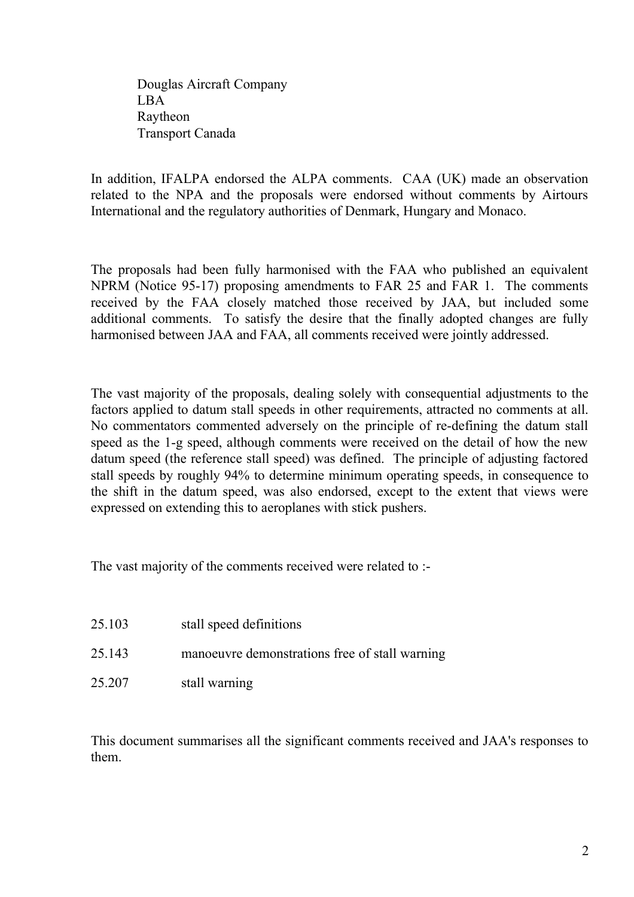Douglas Aircraft Company
LBA
Raytheon
Transport Canada

In addition, IFALPA endorsed the ALPA comments. CAA (UK) made an observation related to the NPA and the proposals were endorsed without comments by Airtours International and the regulatory authorities of Denmark, Hungary and Monaco.

The proposals had been fully harmonised with the FAA who published an equivalent NPRM (Notice 95-17) proposing amendments to FAR 25 and FAR 1. The comments received by the FAA closely matched those received by JAA, but included some additional comments. To satisfy the desire that the finally adopted changes are fully harmonised between JAA and FAA, all comments received were jointly addressed.

The vast majority of the proposals, dealing solely with consequential adjustments to the factors applied to datum stall speeds in other requirements, attracted no comments at all. No commentators commented adversely on the principle of re-defining the datum stall speed as the 1-g speed, although comments were received on the detail of how the new datum speed (the reference stall speed) was defined. The principle of adjusting factored stall speeds by roughly 94% to determine minimum operating speeds, in consequence to the shift in the datum speed, was also endorsed, except to the extent that views were expressed on extending this to aeroplanes with stick pushers.

The vast majority of the comments received were related to :-

- 25.103 stall speed definitions
- 25.143 manoeuvre demonstrations free of stall warning
- 25.207 stall warning

This document summarises all the significant comments received and JAA's responses to them.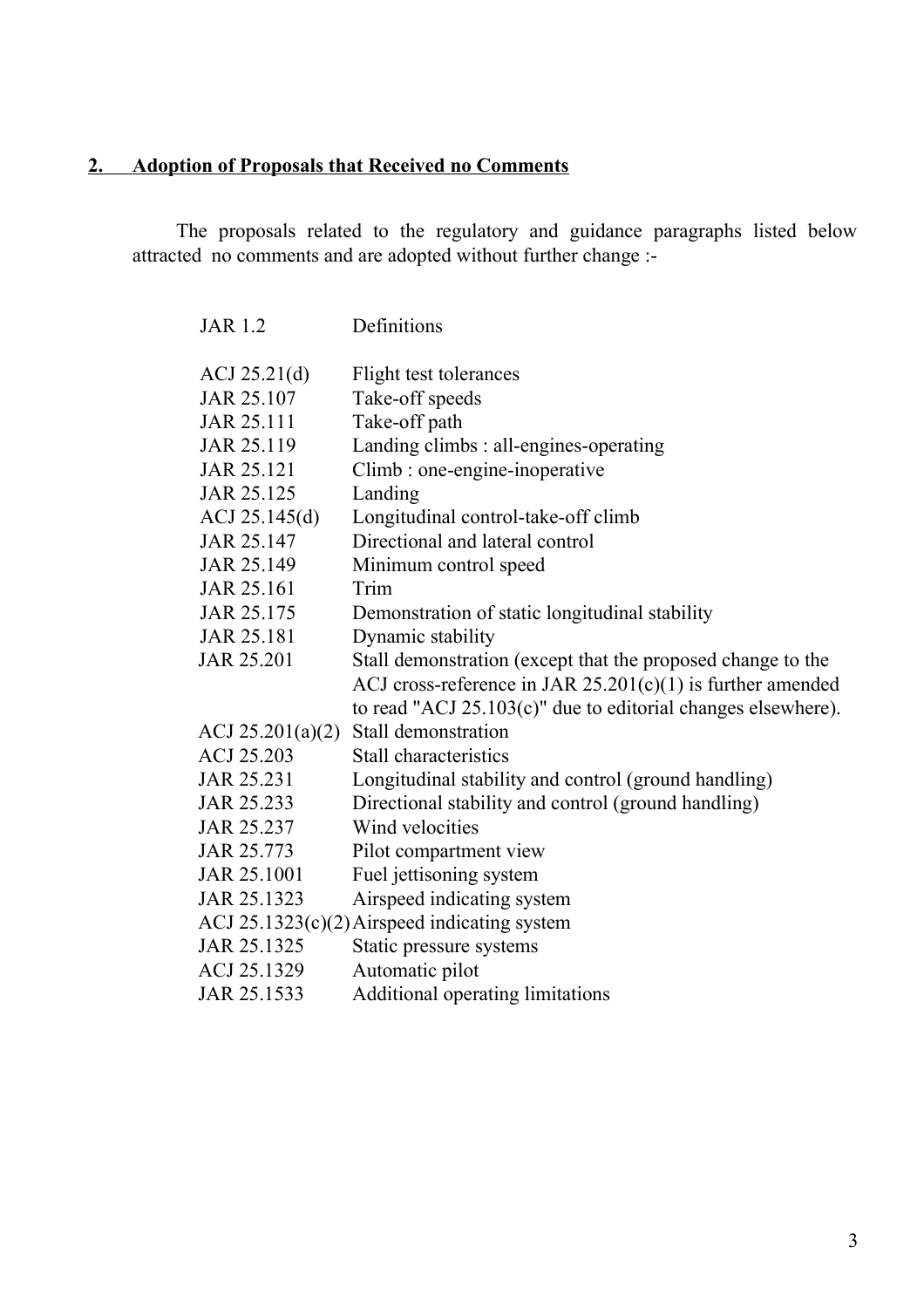## 2. Adoption of Proposals that Received no Comments

The proposals related to the regulatory and guidance paragraphs listed below attracted no comments and are adopted without further change :-

| | |
|---|---|
| JAR 1.2 | Definitions |
| ACJ 25.21(d) | Flight test tolerances |
| JAR 25.107 | Take-off speeds |
| JAR 25.111 | Take-off path |
| JAR 25.119 | Landing climbs : all-engines-operating |
| JAR 25.121 | Climb : one-engine-inoperative |
| JAR 25.125 | Landing |
| ACJ 25.145(d) | Longitudinal control-take-off climb |
| JAR 25.147 | Directional and lateral control |
| JAR 25.149 | Minimum control speed |
| JAR 25.161 | Trim |
| JAR 25.175 | Demonstration of static longitudinal stability |
| JAR 25.181 | Dynamic stability |
| JAR 25.201 | Stall demonstration (except that the proposed change to the ACJ cross-reference in JAR 25.201(c)(1) is further amended to read "ACJ 25.103(c)" due to editorial changes elsewhere). |
| ACJ 25.201(a)(2) | Stall demonstration |
| ACJ 25.203 | Stall characteristics |
| JAR 25.231 | Longitudinal stability and control (ground handling) |
| JAR 25.233 | Directional stability and control (ground handling) |
| JAR 25.237 | Wind velocities |
| JAR 25.773 | Pilot compartment view |
| JAR 25.1001 | Fuel jettisoning system |
| JAR 25.1323 | Airspeed indicating system |
| ACJ 25.1323(c)(2) | Airspeed indicating system |
| JAR 25.1325 | Static pressure systems |
| ACJ 25.1329 | Automatic pilot |
| JAR 25.1533 | Additional operating limitations |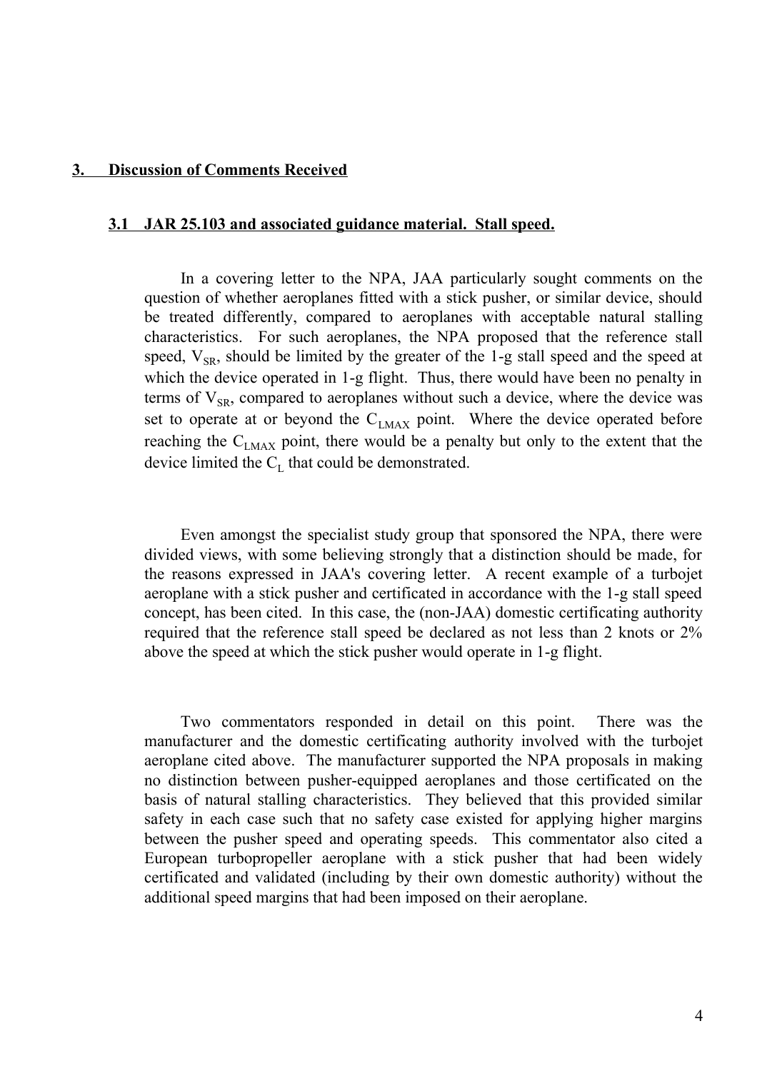## 3. Discussion of Comments Received

### 3.1 JAR 25.103 and associated guidance material. Stall speed.

In a covering letter to the NPA, JAA particularly sought comments on the question of whether aeroplanes fitted with a stick pusher, or similar device, should be treated differently, compared to aeroplanes with acceptable natural stalling characteristics. For such aeroplanes, the NPA proposed that the reference stall speed, $V_{SR}$, should be limited by the greater of the 1-g stall speed and the speed at which the device operated in 1-g flight. Thus, there would have been no penalty in terms of $V_{SR}$, compared to aeroplanes without such a device, where the device was set to operate at or beyond the $C_{LMAX}$ point. Where the device operated before reaching the $C_{LMAX}$ point, there would be a penalty but only to the extent that the device limited the $C_L$ that could be demonstrated.

Even amongst the specialist study group that sponsored the NPA, there were divided views, with some believing strongly that a distinction should be made, for the reasons expressed in JAA's covering letter. A recent example of a turbojet aeroplane with a stick pusher and certificated in accordance with the 1-g stall speed concept, has been cited. In this case, the (non-JAA) domestic certificating authority required that the reference stall speed be declared as not less than 2 knots or 2% above the speed at which the stick pusher would operate in 1-g flight.

Two commentators responded in detail on this point. There was the manufacturer and the domestic certificating authority involved with the turbojet aeroplane cited above. The manufacturer supported the NPA proposals in making no distinction between pusher-equipped aeroplanes and those certificated on the basis of natural stalling characteristics. They believed that this provided similar safety in each case such that no safety case existed for applying higher margins between the pusher speed and operating speeds. This commentator also cited a European turbopropeller aeroplane with a stick pusher that had been widely certificated and validated (including by their own domestic authority) without the additional speed margins that had been imposed on their aeroplane.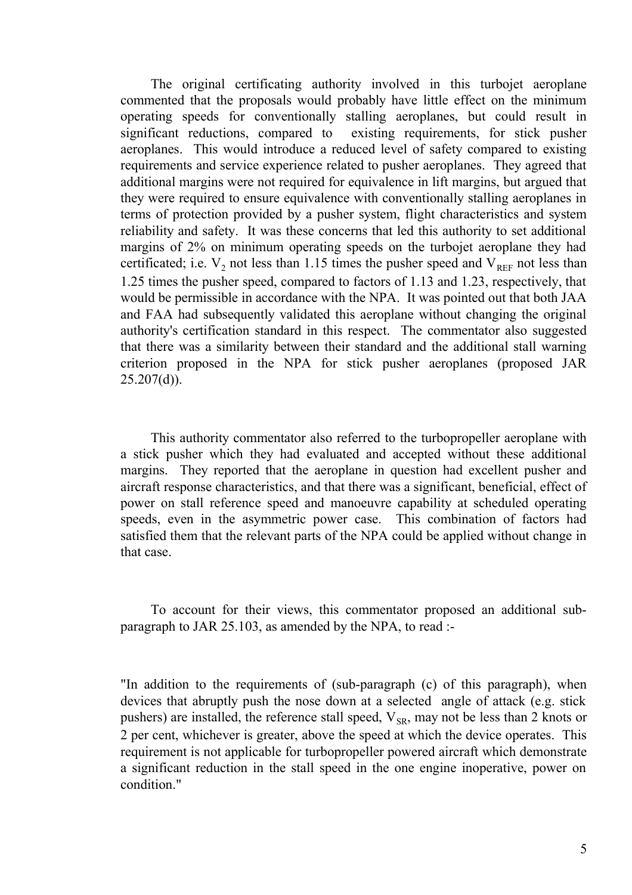The original certificating authority involved in this turbojet aeroplane commented that the proposals would probably have little effect on the minimum operating speeds for conventionally stalling aeroplanes, but could result in significant reductions, compared to existing requirements, for stick pusher aeroplanes. This would introduce a reduced level of safety compared to existing requirements and service experience related to pusher aeroplanes. They agreed that additional margins were not required for equivalence in lift margins, but argued that they were required to ensure equivalence with conventionally stalling aeroplanes in terms of protection provided by a pusher system, flight characteristics and system reliability and safety. It was these concerns that led this authority to set additional margins of 2% on minimum operating speeds on the turbojet aeroplane they had certificated; i.e. $V_2$ not less than 1.15 times the pusher speed and $V_{REF}$ not less than 1.25 times the pusher speed, compared to factors of 1.13 and 1.23, respectively, that would be permissible in accordance with the NPA. It was pointed out that both JAA and FAA had subsequently validated this aeroplane without changing the original authority's certification standard in this respect. The commentator also suggested that there was a similarity between their standard and the additional stall warning criterion proposed in the NPA for stick pusher aeroplanes (proposed JAR 25.207(d)).

This authority commentator also referred to the turbopropeller aeroplane with a stick pusher which they had evaluated and accepted without these additional margins. They reported that the aeroplane in question had excellent pusher and aircraft response characteristics, and that there was a significant, beneficial, effect of power on stall reference speed and manoeuvre capability at scheduled operating speeds, even in the asymmetric power case. This combination of factors had satisfied them that the relevant parts of the NPA could be applied without change in that case.

To account for their views, this commentator proposed an additional sub-paragraph to JAR 25.103, as amended by the NPA, to read :-

"In addition to the requirements of (sub-paragraph (c) of this paragraph), when devices that abruptly push the nose down at a selected angle of attack (e.g. stick pushers) are installed, the reference stall speed, $V_{SR}$, may not be less than 2 knots or 2 per cent, whichever is greater, above the speed at which the device operates. This requirement is not applicable for turbopropeller powered aircraft which demonstrate a significant reduction in the stall speed in the one engine inoperative, power on condition."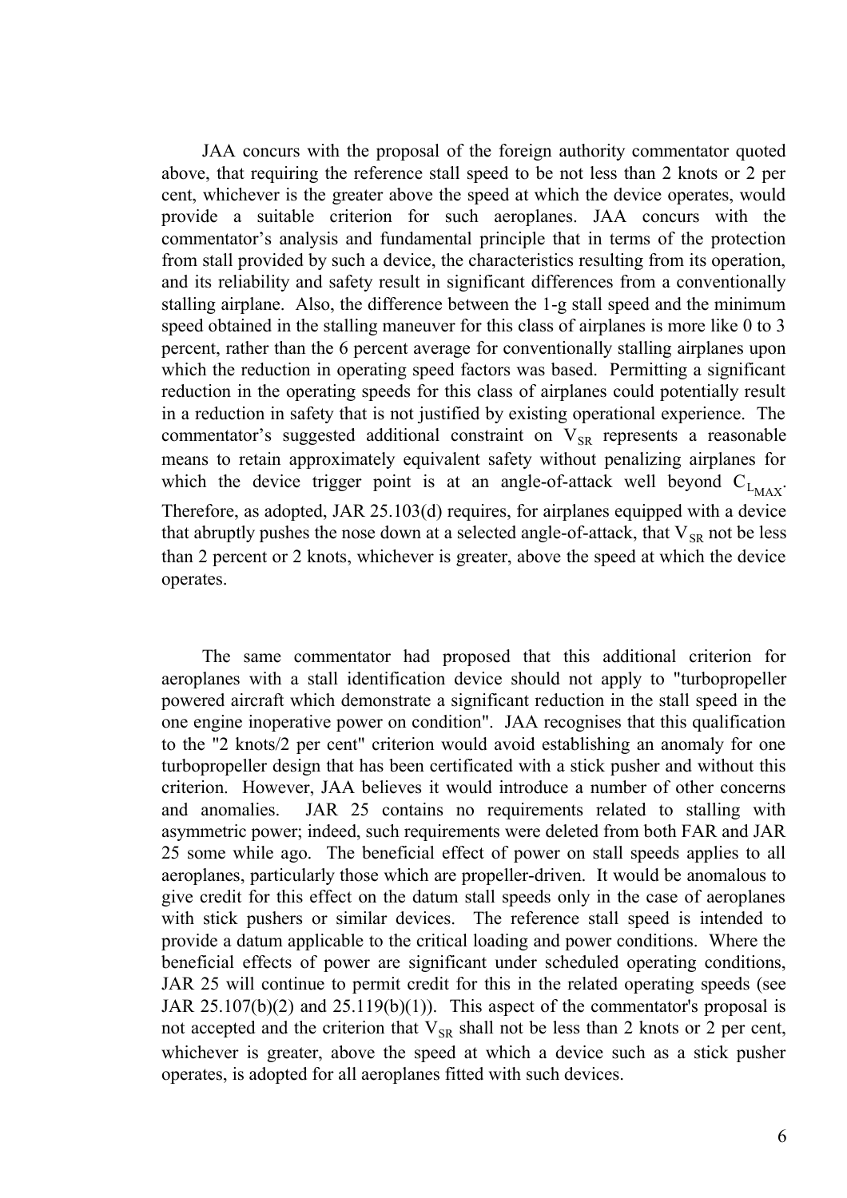JAA concurs with the proposal of the foreign authority commentator quoted above, that requiring the reference stall speed to be not less than 2 knots or 2 per cent, whichever is the greater above the speed at which the device operates, would provide a suitable criterion for such aeroplanes. JAA concurs with the commentator's analysis and fundamental principle that in terms of the protection from stall provided by such a device, the characteristics resulting from its operation, and its reliability and safety result in significant differences from a conventionally stalling airplane. Also, the difference between the 1-g stall speed and the minimum speed obtained in the stalling maneuver for this class of airplanes is more like 0 to 3 percent, rather than the 6 percent average for conventionally stalling airplanes upon which the reduction in operating speed factors was based. Permitting a significant reduction in the operating speeds for this class of airplanes could potentially result in a reduction in safety that is not justified by existing operational experience. The commentator's suggested additional constraint on $V_{SR}$ represents a reasonable means to retain approximately equivalent safety without penalizing airplanes for which the device trigger point is at an angle-of-attack well beyond $C_{L_{MAX}}$. Therefore, as adopted, JAR 25.103(d) requires, for airplanes equipped with a device that abruptly pushes the nose down at a selected angle-of-attack, that $V_{SR}$ not be less than 2 percent or 2 knots, whichever is greater, above the speed at which the device operates.

The same commentator had proposed that this additional criterion for aeroplanes with a stall identification device should not apply to "turbopropeller powered aircraft which demonstrate a significant reduction in the stall speed in the one engine inoperative power on condition". JAA recognises that this qualification to the "2 knots/2 per cent" criterion would avoid establishing an anomaly for one turbopropeller design that has been certificated with a stick pusher and without this criterion. However, JAA believes it would introduce a number of other concerns and anomalies. JAR 25 contains no requirements related to stalling with asymmetric power; indeed, such requirements were deleted from both FAR and JAR 25 some while ago. The beneficial effect of power on stall speeds applies to all aeroplanes, particularly those which are propeller-driven. It would be anomalous to give credit for this effect on the datum stall speeds only in the case of aeroplanes with stick pushers or similar devices. The reference stall speed is intended to provide a datum applicable to the critical loading and power conditions. Where the beneficial effects of power are significant under scheduled operating conditions, JAR 25 will continue to permit credit for this in the related operating speeds (see JAR 25.107(b)(2) and 25.119(b)(1)). This aspect of the commentator's proposal is not accepted and the criterion that $V_{SR}$ shall not be less than 2 knots or 2 per cent, whichever is greater, above the speed at which a device such as a stick pusher operates, is adopted for all aeroplanes fitted with such devices.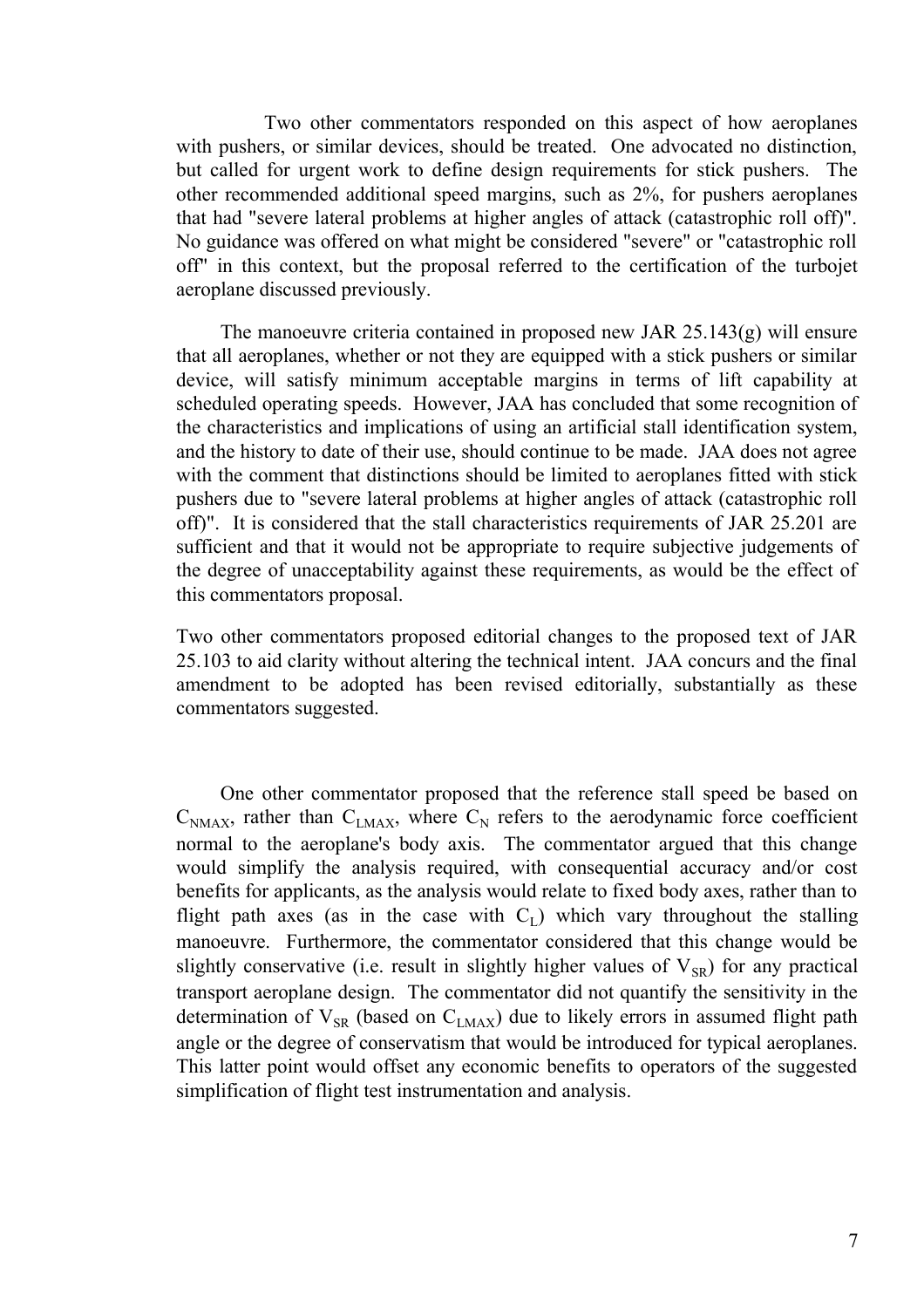Two other commentators responded on this aspect of how aeroplanes with pushers, or similar devices, should be treated. One advocated no distinction, but called for urgent work to define design requirements for stick pushers. The other recommended additional speed margins, such as 2%, for pushers aeroplanes that had "severe lateral problems at higher angles of attack (catastrophic roll off)". No guidance was offered on what might be considered "severe" or "catastrophic roll off" in this context, but the proposal referred to the certification of the turbojet aeroplane discussed previously.

The manoeuvre criteria contained in proposed new JAR 25.143(g) will ensure that all aeroplanes, whether or not they are equipped with a stick pushers or similar device, will satisfy minimum acceptable margins in terms of lift capability at scheduled operating speeds. However, JAA has concluded that some recognition of the characteristics and implications of using an artificial stall identification system, and the history to date of their use, should continue to be made. JAA does not agree with the comment that distinctions should be limited to aeroplanes fitted with stick pushers due to "severe lateral problems at higher angles of attack (catastrophic roll off)". It is considered that the stall characteristics requirements of JAR 25.201 are sufficient and that it would not be appropriate to require subjective judgements of the degree of unacceptability against these requirements, as would be the effect of this commentators proposal.

Two other commentators proposed editorial changes to the proposed text of JAR 25.103 to aid clarity without altering the technical intent. JAA concurs and the final amendment to be adopted has been revised editorially, substantially as these commentators suggested.

One other commentator proposed that the reference stall speed be based on $C_{NMAX}$, rather than $C_{LMAX}$, where $C_N$ refers to the aerodynamic force coefficient normal to the aeroplane's body axis. The commentator argued that this change would simplify the analysis required, with consequential accuracy and/or cost benefits for applicants, as the analysis would relate to fixed body axes, rather than to flight path axes (as in the case with $C_L$) which vary throughout the stalling manoeuvre. Furthermore, the commentator considered that this change would be slightly conservative (i.e. result in slightly higher values of $V_{SR}$) for any practical transport aeroplane design. The commentator did not quantify the sensitivity in the determination of $V_{SR}$ (based on $C_{LMAX}$) due to likely errors in assumed flight path angle or the degree of conservatism that would be introduced for typical aeroplanes. This latter point would offset any economic benefits to operators of the suggested simplification of flight test instrumentation and analysis.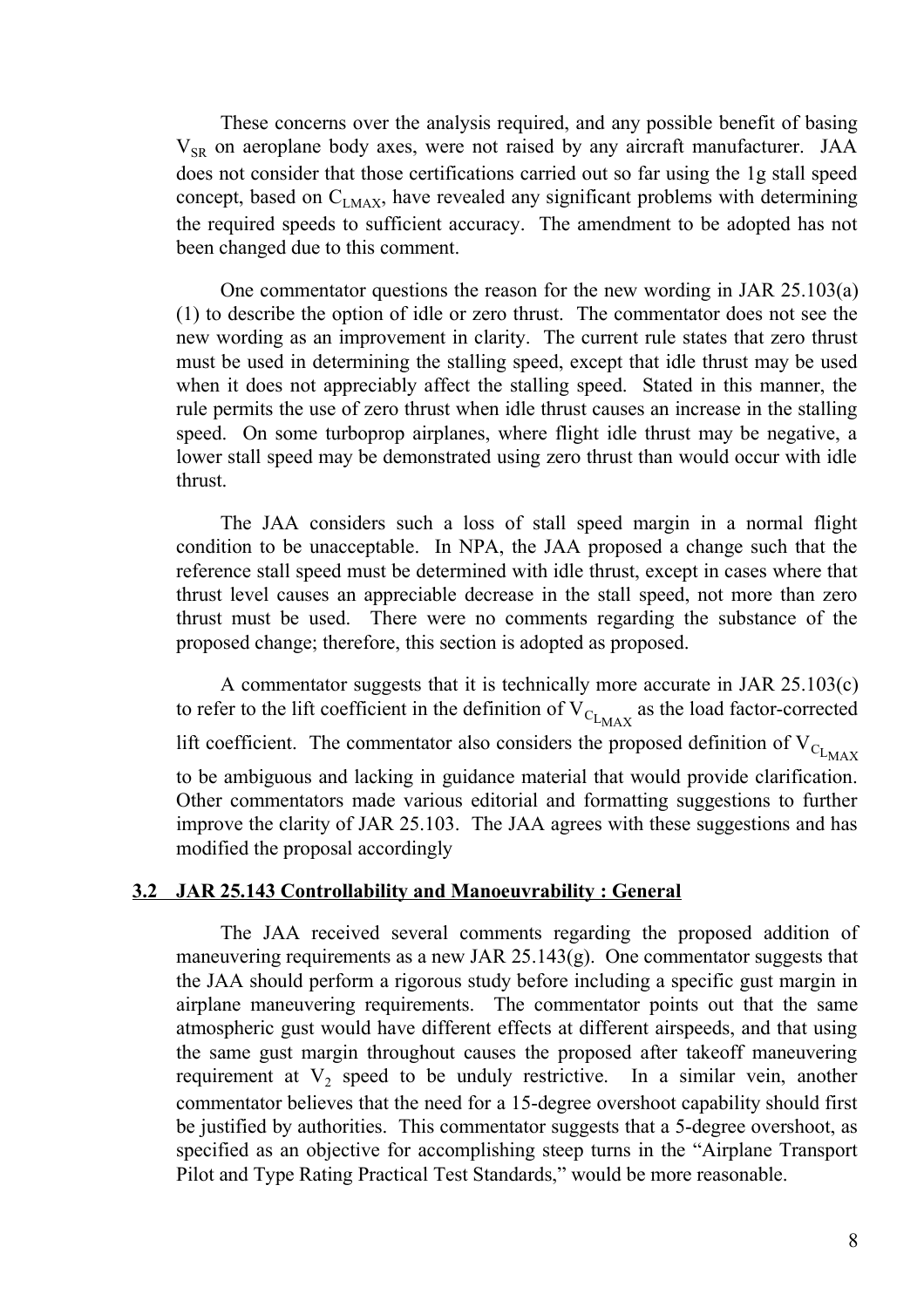These concerns over the analysis required, and any possible benefit of basing $V_{SR}$ on aeroplane body axes, were not raised by any aircraft manufacturer. JAA does not consider that those certifications carried out so far using the 1g stall speed concept, based on $C_{LMAX}$, have revealed any significant problems with determining the required speeds to sufficient accuracy. The amendment to be adopted has not been changed due to this comment.

One commentator questions the reason for the new wording in JAR 25.103(a)(1) to describe the option of idle or zero thrust. The commentator does not see the new wording as an improvement in clarity. The current rule states that zero thrust must be used in determining the stalling speed, except that idle thrust may be used when it does not appreciably affect the stalling speed. Stated in this manner, the rule permits the use of zero thrust when idle thrust causes an increase in the stalling speed. On some turboprop airplanes, where flight idle thrust may be negative, a lower stall speed may be demonstrated using zero thrust than would occur with idle thrust.

The JAA considers such a loss of stall speed margin in a normal flight condition to be unacceptable. In NPA, the JAA proposed a change such that the reference stall speed must be determined with idle thrust, except in cases where that thrust level causes an appreciable decrease in the stall speed, not more than zero thrust must be used. There were no comments regarding the substance of the proposed change; therefore, this section is adopted as proposed.

A commentator suggests that it is technically more accurate in JAR 25.103(c) to refer to the lift coefficient in the definition of $V_{C_{L_{MAX}}}$ as the load factor-corrected lift coefficient. The commentator also considers the proposed definition of $V_{C_{L_{MAX}}}$ to be ambiguous and lacking in guidance material that would provide clarification. Other commentators made various editorial and formatting suggestions to further improve the clarity of JAR 25.103. The JAA agrees with these suggestions and has modified the proposal accordingly

### 3.2 JAR 25.143 Controllability and Manoeuvrability : General

The JAA received several comments regarding the proposed addition of maneuvering requirements as a new JAR 25.143(g). One commentator suggests that the JAA should perform a rigorous study before including a specific gust margin in airplane maneuvering requirements. The commentator points out that the same atmospheric gust would have different effects at different airspeeds, and that using the same gust margin throughout causes the proposed after takeoff maneuvering requirement at $V_2$ speed to be unduly restrictive. In a similar vein, another commentator believes that the need for a 15-degree overshoot capability should first be justified by authorities. This commentator suggests that a 5-degree overshoot, as specified as an objective for accomplishing steep turns in the "Airplane Transport Pilot and Type Rating Practical Test Standards," would be more reasonable.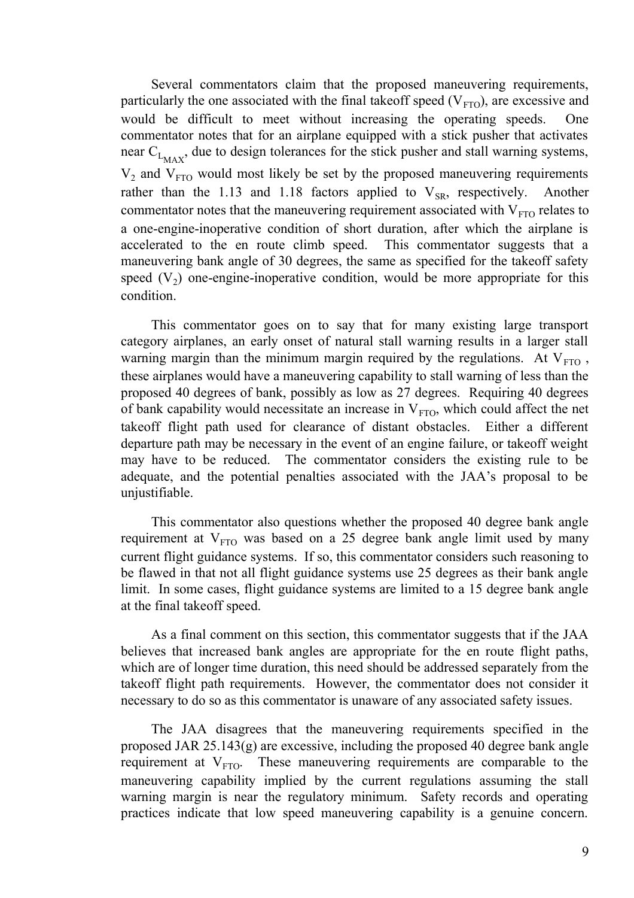Several commentators claim that the proposed maneuvering requirements, particularly the one associated with the final takeoff speed ($V_{FTO}$), are excessive and would be difficult to meet without increasing the operating speeds. One commentator notes that for an airplane equipped with a stick pusher that activates near $C_{L_{MAX}}$, due to design tolerances for the stick pusher and stall warning systems, $V_2$ and $V_{FTO}$ would most likely be set by the proposed maneuvering requirements rather than the 1.13 and 1.18 factors applied to $V_{SR}$, respectively. Another commentator notes that the maneuvering requirement associated with $V_{FTO}$ relates to a one-engine-inoperative condition of short duration, after which the airplane is accelerated to the en route climb speed. This commentator suggests that a maneuvering bank angle of 30 degrees, the same as specified for the takeoff safety speed ($V_2$) one-engine-inoperative condition, would be more appropriate for this condition.

This commentator goes on to say that for many existing large transport category airplanes, an early onset of natural stall warning results in a larger stall warning margin than the minimum margin required by the regulations. At $V_{FTO}$, these airplanes would have a maneuvering capability to stall warning of less than the proposed 40 degrees of bank, possibly as low as 27 degrees. Requiring 40 degrees of bank capability would necessitate an increase in $V_{FTO}$, which could affect the net takeoff flight path used for clearance of distant obstacles. Either a different departure path may be necessary in the event of an engine failure, or takeoff weight may have to be reduced. The commentator considers the existing rule to be adequate, and the potential penalties associated with the JAA's proposal to be unjustifiable.

This commentator also questions whether the proposed 40 degree bank angle requirement at $V_{FTO}$ was based on a 25 degree bank angle limit used by many current flight guidance systems. If so, this commentator considers such reasoning to be flawed in that not all flight guidance systems use 25 degrees as their bank angle limit. In some cases, flight guidance systems are limited to a 15 degree bank angle at the final takeoff speed.

As a final comment on this section, this commentator suggests that if the JAA believes that increased bank angles are appropriate for the en route flight paths, which are of longer time duration, this need should be addressed separately from the takeoff flight path requirements. However, the commentator does not consider it necessary to do so as this commentator is unaware of any associated safety issues.

The JAA disagrees that the maneuvering requirements specified in the proposed JAR 25.143(g) are excessive, including the proposed 40 degree bank angle requirement at $V_{FTO}$. These maneuvering requirements are comparable to the maneuvering capability implied by the current regulations assuming the stall warning margin is near the regulatory minimum. Safety records and operating practices indicate that low speed maneuvering capability is a genuine concern.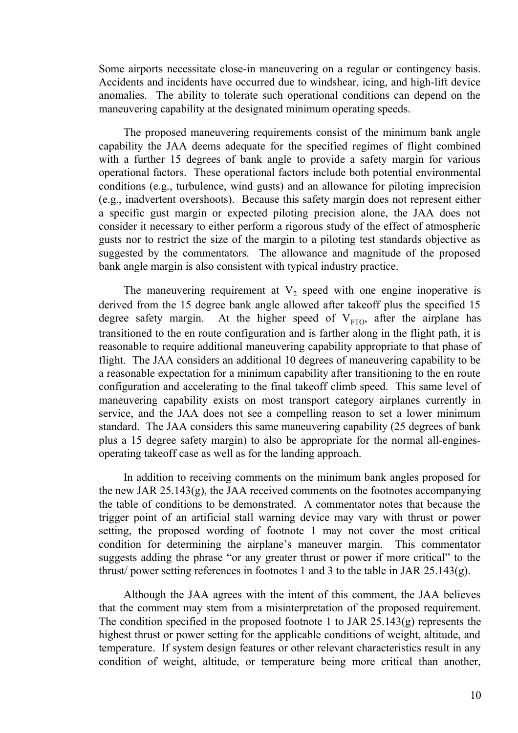Some airports necessitate close-in maneuvering on a regular or contingency basis. Accidents and incidents have occurred due to windshear, icing, and high-lift device anomalies. The ability to tolerate such operational conditions can depend on the maneuvering capability at the designated minimum operating speeds.

The proposed maneuvering requirements consist of the minimum bank angle capability the JAA deems adequate for the specified regimes of flight combined with a further 15 degrees of bank angle to provide a safety margin for various operational factors. These operational factors include both potential environmental conditions (e.g., turbulence, wind gusts) and an allowance for piloting imprecision (e.g., inadvertent overshoots). Because this safety margin does not represent either a specific gust margin or expected piloting precision alone, the JAA does not consider it necessary to either perform a rigorous study of the effect of atmospheric gusts nor to restrict the size of the margin to a piloting test standards objective as suggested by the commentators. The allowance and magnitude of the proposed bank angle margin is also consistent with typical industry practice.

The maneuvering requirement at $V_2$ speed with one engine inoperative is derived from the 15 degree bank angle allowed after takeoff plus the specified 15 degree safety margin. At the higher speed of $V_{FTO}$, after the airplane has transitioned to the en route configuration and is farther along in the flight path, it is reasonable to require additional maneuvering capability appropriate to that phase of flight. The JAA considers an additional 10 degrees of maneuvering capability to be a reasonable expectation for a minimum capability after transitioning to the en route configuration and accelerating to the final takeoff climb speed. This same level of maneuvering capability exists on most transport category airplanes currently in service, and the JAA does not see a compelling reason to set a lower minimum standard. The JAA considers this same maneuvering capability (25 degrees of bank plus a 15 degree safety margin) to also be appropriate for the normal all-engines-operating takeoff case as well as for the landing approach.

In addition to receiving comments on the minimum bank angles proposed for the new JAR 25.143(g), the JAA received comments on the footnotes accompanying the table of conditions to be demonstrated. A commentator notes that because the trigger point of an artificial stall warning device may vary with thrust or power setting, the proposed wording of footnote 1 may not cover the most critical condition for determining the airplane's maneuver margin. This commentator suggests adding the phrase "or any greater thrust or power if more critical" to the thrust/ power setting references in footnotes 1 and 3 to the table in JAR 25.143(g).

Although the JAA agrees with the intent of this comment, the JAA believes that the comment may stem from a misinterpretation of the proposed requirement. The condition specified in the proposed footnote 1 to JAR 25.143(g) represents the highest thrust or power setting for the applicable conditions of weight, altitude, and temperature. If system design features or other relevant characteristics result in any condition of weight, altitude, or temperature being more critical than another,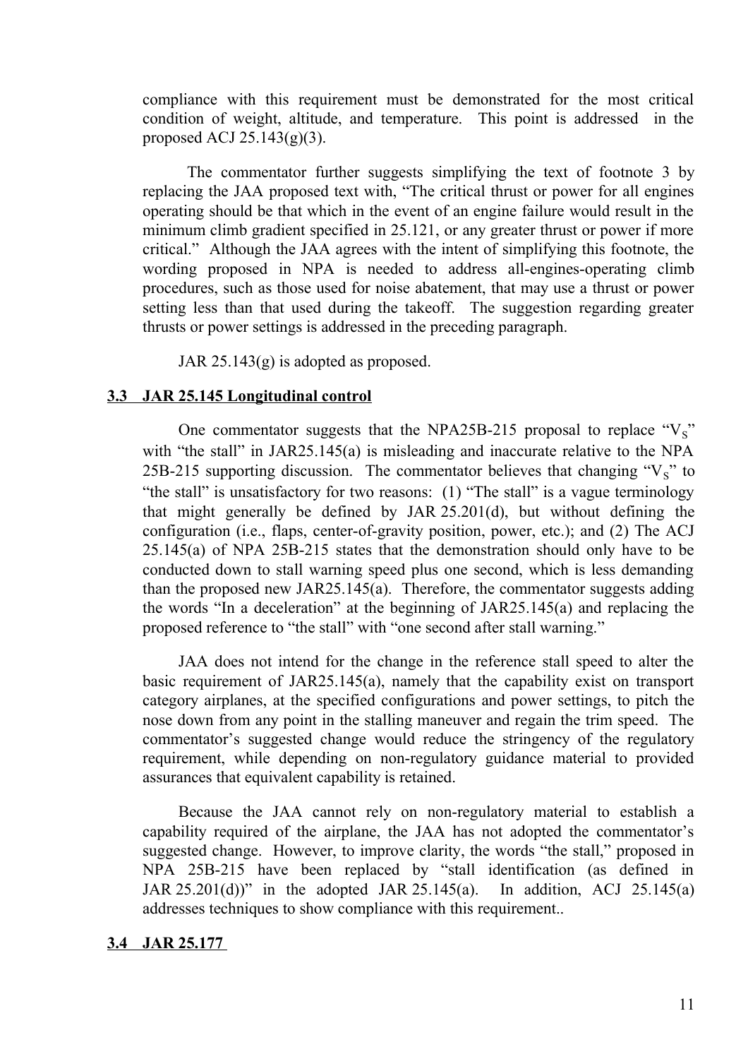compliance with this requirement must be demonstrated for the most critical condition of weight, altitude, and temperature. This point is addressed in the proposed ACJ 25.143(g)(3).

The commentator further suggests simplifying the text of footnote 3 by replacing the JAA proposed text with, "The critical thrust or power for all engines operating should be that which in the event of an engine failure would result in the minimum climb gradient specified in 25.121, or any greater thrust or power if more critical." Although the JAA agrees with the intent of simplifying this footnote, the wording proposed in NPA is needed to address all-engines-operating climb procedures, such as those used for noise abatement, that may use a thrust or power setting less than that used during the takeoff. The suggestion regarding greater thrusts or power settings is addressed in the preceding paragraph.

JAR 25.143(g) is adopted as proposed.

### 3.3 JAR 25.145 Longitudinal control

One commentator suggests that the NPA25B-215 proposal to replace "$V_S$" with "the stall" in JAR25.145(a) is misleading and inaccurate relative to the NPA 25B-215 supporting discussion. The commentator believes that changing "$V_S$" to "the stall" is unsatisfactory for two reasons: (1) "The stall" is a vague terminology that might generally be defined by JAR 25.201(d), but without defining the configuration (i.e., flaps, center-of-gravity position, power, etc.); and (2) The ACJ 25.145(a) of NPA 25B-215 states that the demonstration should only have to be conducted down to stall warning speed plus one second, which is less demanding than the proposed new JAR25.145(a). Therefore, the commentator suggests adding the words "In a deceleration" at the beginning of JAR25.145(a) and replacing the proposed reference to "the stall" with "one second after stall warning."

JAA does not intend for the change in the reference stall speed to alter the basic requirement of JAR25.145(a), namely that the capability exist on transport category airplanes, at the specified configurations and power settings, to pitch the nose down from any point in the stalling maneuver and regain the trim speed. The commentator's suggested change would reduce the stringency of the regulatory requirement, while depending on non-regulatory guidance material to provided assurances that equivalent capability is retained.

Because the JAA cannot rely on non-regulatory material to establish a capability required of the airplane, the JAA has not adopted the commentator's suggested change. However, to improve clarity, the words "the stall," proposed in NPA 25B-215 have been replaced by "stall identification (as defined in JAR 25.201(d))" in the adopted JAR 25.145(a). In addition, ACJ 25.145(a) addresses techniques to show compliance with this requirement..

### 3.4 JAR 25.177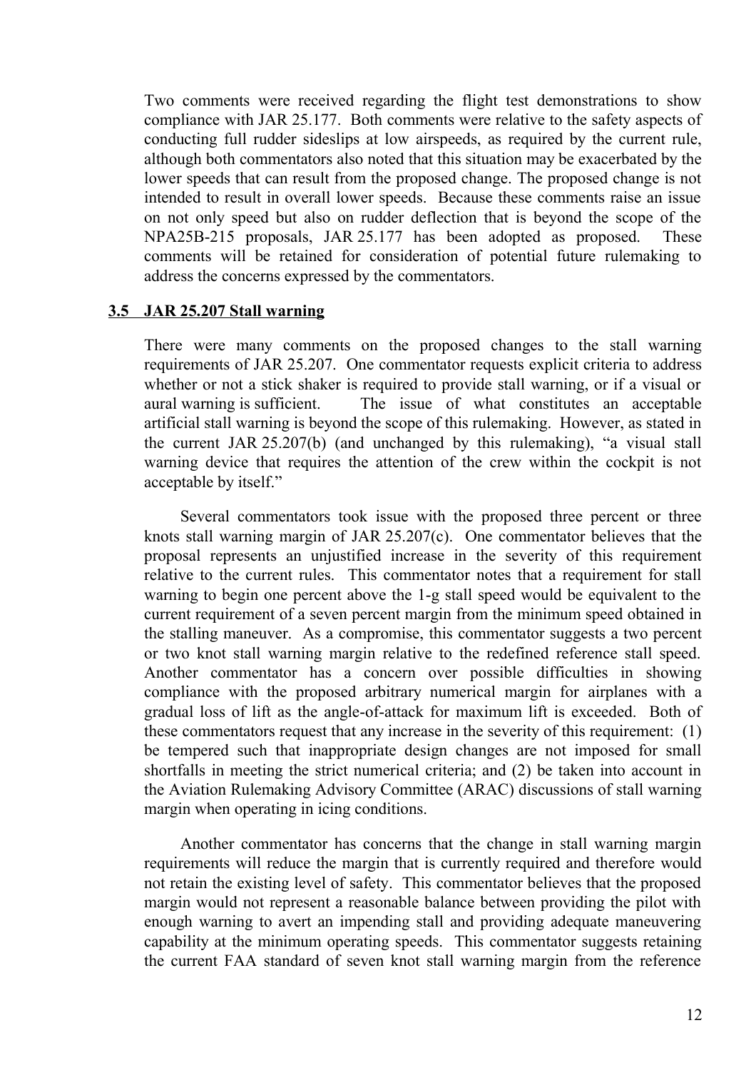Two comments were received regarding the flight test demonstrations to show compliance with JAR 25.177. Both comments were relative to the safety aspects of conducting full rudder sideslips at low airspeeds, as required by the current rule, although both commentators also noted that this situation may be exacerbated by the lower speeds that can result from the proposed change. The proposed change is not intended to result in overall lower speeds. Because these comments raise an issue on not only speed but also on rudder deflection that is beyond the scope of the NPA25B-215 proposals, JAR 25.177 has been adopted as proposed. These comments will be retained for consideration of potential future rulemaking to address the concerns expressed by the commentators.

### 3.5 JAR 25.207 Stall warning

There were many comments on the proposed changes to the stall warning requirements of JAR 25.207. One commentator requests explicit criteria to address whether or not a stick shaker is required to provide stall warning, or if a visual or aural warning is sufficient. The issue of what constitutes an acceptable artificial stall warning is beyond the scope of this rulemaking. However, as stated in the current JAR 25.207(b) (and unchanged by this rulemaking), "a visual stall warning device that requires the attention of the crew within the cockpit is not acceptable by itself."

Several commentators took issue with the proposed three percent or three knots stall warning margin of JAR 25.207(c). One commentator believes that the proposal represents an unjustified increase in the severity of this requirement relative to the current rules. This commentator notes that a requirement for stall warning to begin one percent above the 1-g stall speed would be equivalent to the current requirement of a seven percent margin from the minimum speed obtained in the stalling maneuver. As a compromise, this commentator suggests a two percent or two knot stall warning margin relative to the redefined reference stall speed. Another commentator has a concern over possible difficulties in showing compliance with the proposed arbitrary numerical margin for airplanes with a gradual loss of lift as the angle-of-attack for maximum lift is exceeded. Both of these commentators request that any increase in the severity of this requirement: (1) be tempered such that inappropriate design changes are not imposed for small shortfalls in meeting the strict numerical criteria; and (2) be taken into account in the Aviation Rulemaking Advisory Committee (ARAC) discussions of stall warning margin when operating in icing conditions.

Another commentator has concerns that the change in stall warning margin requirements will reduce the margin that is currently required and therefore would not retain the existing level of safety. This commentator believes that the proposed margin would not represent a reasonable balance between providing the pilot with enough warning to avert an impending stall and providing adequate maneuvering capability at the minimum operating speeds. This commentator suggests retaining the current FAA standard of seven knot stall warning margin from the reference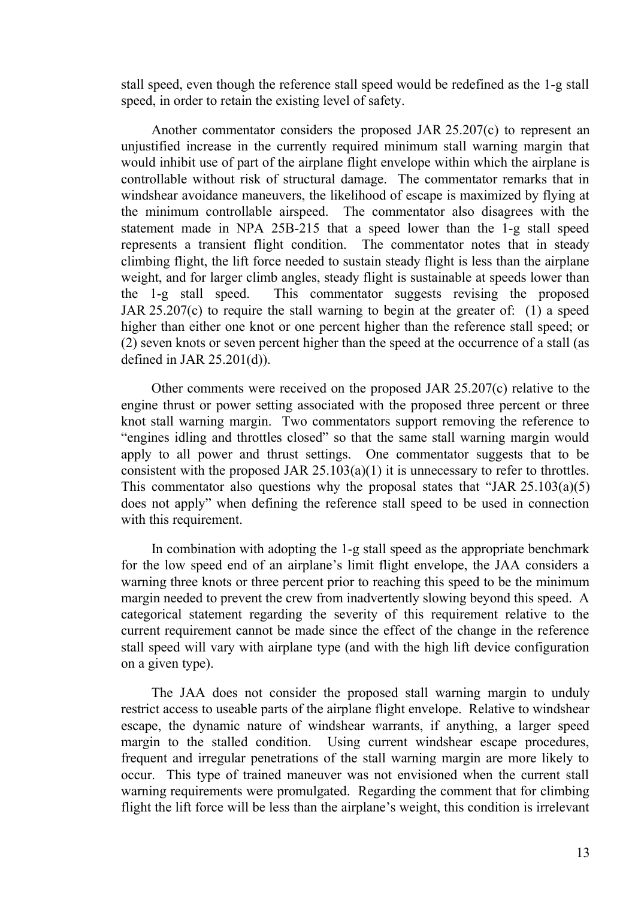stall speed, even though the reference stall speed would be redefined as the 1-g stall speed, in order to retain the existing level of safety.

Another commentator considers the proposed JAR 25.207(c) to represent an unjustified increase in the currently required minimum stall warning margin that would inhibit use of part of the airplane flight envelope within which the airplane is controllable without risk of structural damage. The commentator remarks that in windshear avoidance maneuvers, the likelihood of escape is maximized by flying at the minimum controllable airspeed. The commentator also disagrees with the statement made in NPA 25B-215 that a speed lower than the 1-g stall speed represents a transient flight condition. The commentator notes that in steady climbing flight, the lift force needed to sustain steady flight is less than the airplane weight, and for larger climb angles, steady flight is sustainable at speeds lower than the 1-g stall speed. This commentator suggests revising the proposed JAR 25.207(c) to require the stall warning to begin at the greater of: (1) a speed higher than either one knot or one percent higher than the reference stall speed; or (2) seven knots or seven percent higher than the speed at the occurrence of a stall (as defined in JAR 25.201(d)).

Other comments were received on the proposed JAR 25.207(c) relative to the engine thrust or power setting associated with the proposed three percent or three knot stall warning margin. Two commentators support removing the reference to "engines idling and throttles closed" so that the same stall warning margin would apply to all power and thrust settings. One commentator suggests that to be consistent with the proposed JAR 25.103(a)(1) it is unnecessary to refer to throttles. This commentator also questions why the proposal states that "JAR 25.103(a)(5) does not apply" when defining the reference stall speed to be used in connection with this requirement.

In combination with adopting the 1-g stall speed as the appropriate benchmark for the low speed end of an airplane's limit flight envelope, the JAA considers a warning three knots or three percent prior to reaching this speed to be the minimum margin needed to prevent the crew from inadvertently slowing beyond this speed. A categorical statement regarding the severity of this requirement relative to the current requirement cannot be made since the effect of the change in the reference stall speed will vary with airplane type (and with the high lift device configuration on a given type).

The JAA does not consider the proposed stall warning margin to unduly restrict access to useable parts of the airplane flight envelope. Relative to windshear escape, the dynamic nature of windshear warrants, if anything, a larger speed margin to the stalled condition. Using current windshear escape procedures, frequent and irregular penetrations of the stall warning margin are more likely to occur. This type of trained maneuver was not envisioned when the current stall warning requirements were promulgated. Regarding the comment that for climbing flight the lift force will be less than the airplane's weight, this condition is irrelevant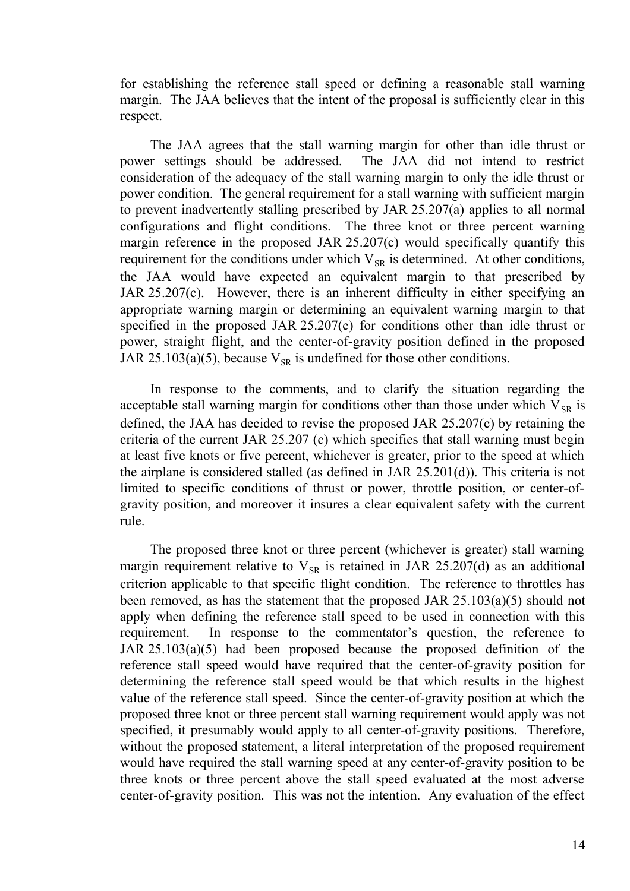for establishing the reference stall speed or defining a reasonable stall warning margin. The JAA believes that the intent of the proposal is sufficiently clear in this respect.

The JAA agrees that the stall warning margin for other than idle thrust or power settings should be addressed. The JAA did not intend to restrict consideration of the adequacy of the stall warning margin to only the idle thrust or power condition. The general requirement for a stall warning with sufficient margin to prevent inadvertently stalling prescribed by JAR 25.207(a) applies to all normal configurations and flight conditions. The three knot or three percent warning margin reference in the proposed JAR 25.207(c) would specifically quantify this requirement for the conditions under which $V_{SR}$ is determined. At other conditions, the JAA would have expected an equivalent margin to that prescribed by JAR 25.207(c). However, there is an inherent difficulty in either specifying an appropriate warning margin or determining an equivalent warning margin to that specified in the proposed JAR 25.207(c) for conditions other than idle thrust or power, straight flight, and the center-of-gravity position defined in the proposed JAR 25.103(a)(5), because $V_{SR}$ is undefined for those other conditions.

In response to the comments, and to clarify the situation regarding the acceptable stall warning margin for conditions other than those under which $V_{SR}$ is defined, the JAA has decided to revise the proposed JAR 25.207(c) by retaining the criteria of the current JAR 25.207 (c) which specifies that stall warning must begin at least five knots or five percent, whichever is greater, prior to the speed at which the airplane is considered stalled (as defined in JAR 25.201(d)). This criteria is not limited to specific conditions of thrust or power, throttle position, or center-of-gravity position, and moreover it insures a clear equivalent safety with the current rule.

The proposed three knot or three percent (whichever is greater) stall warning margin requirement relative to $V_{SR}$ is retained in JAR 25.207(d) as an additional criterion applicable to that specific flight condition. The reference to throttles has been removed, as has the statement that the proposed JAR 25.103(a)(5) should not apply when defining the reference stall speed to be used in connection with this requirement. In response to the commentator's question, the reference to JAR 25.103(a)(5) had been proposed because the proposed definition of the reference stall speed would have required that the center-of-gravity position for determining the reference stall speed would be that which results in the highest value of the reference stall speed. Since the center-of-gravity position at which the proposed three knot or three percent stall warning requirement would apply was not specified, it presumably would apply to all center-of-gravity positions. Therefore, without the proposed statement, a literal interpretation of the proposed requirement would have required the stall warning speed at any center-of-gravity position to be three knots or three percent above the stall speed evaluated at the most adverse center-of-gravity position. This was not the intention. Any evaluation of the effect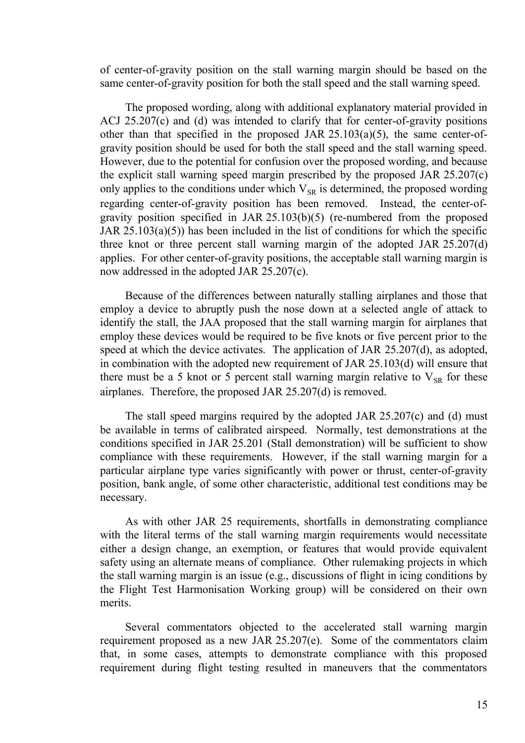of center-of-gravity position on the stall warning margin should be based on the same center-of-gravity position for both the stall speed and the stall warning speed.

The proposed wording, along with additional explanatory material provided in ACJ 25.207(c) and (d) was intended to clarify that for center-of-gravity positions other than that specified in the proposed JAR 25.103(a)(5), the same center-of-gravity position should be used for both the stall speed and the stall warning speed. However, due to the potential for confusion over the proposed wording, and because the explicit stall warning speed margin prescribed by the proposed JAR 25.207(c) only applies to the conditions under which $V_{SR}$ is determined, the proposed wording regarding center-of-gravity position has been removed. Instead, the center-of-gravity position specified in JAR 25.103(b)(5) (re-numbered from the proposed JAR 25.103(a)(5)) has been included in the list of conditions for which the specific three knot or three percent stall warning margin of the adopted JAR 25.207(d) applies. For other center-of-gravity positions, the acceptable stall warning margin is now addressed in the adopted JAR 25.207(c).

Because of the differences between naturally stalling airplanes and those that employ a device to abruptly push the nose down at a selected angle of attack to identify the stall, the JAA proposed that the stall warning margin for airplanes that employ these devices would be required to be five knots or five percent prior to the speed at which the device activates. The application of JAR 25.207(d), as adopted, in combination with the adopted new requirement of JAR 25.103(d) will ensure that there must be a 5 knot or 5 percent stall warning margin relative to $V_{SR}$ for these airplanes. Therefore, the proposed JAR 25.207(d) is removed.

The stall speed margins required by the adopted JAR 25.207(c) and (d) must be available in terms of calibrated airspeed. Normally, test demonstrations at the conditions specified in JAR 25.201 (Stall demonstration) will be sufficient to show compliance with these requirements. However, if the stall warning margin for a particular airplane type varies significantly with power or thrust, center-of-gravity position, bank angle, of some other characteristic, additional test conditions may be necessary.

As with other JAR 25 requirements, shortfalls in demonstrating compliance with the literal terms of the stall warning margin requirements would necessitate either a design change, an exemption, or features that would provide equivalent safety using an alternate means of compliance. Other rulemaking projects in which the stall warning margin is an issue (e.g., discussions of flight in icing conditions by the Flight Test Harmonisation Working group) will be considered on their own merits.

Several commentators objected to the accelerated stall warning margin requirement proposed as a new JAR 25.207(e). Some of the commentators claim that, in some cases, attempts to demonstrate compliance with this proposed requirement during flight testing resulted in maneuvers that the commentators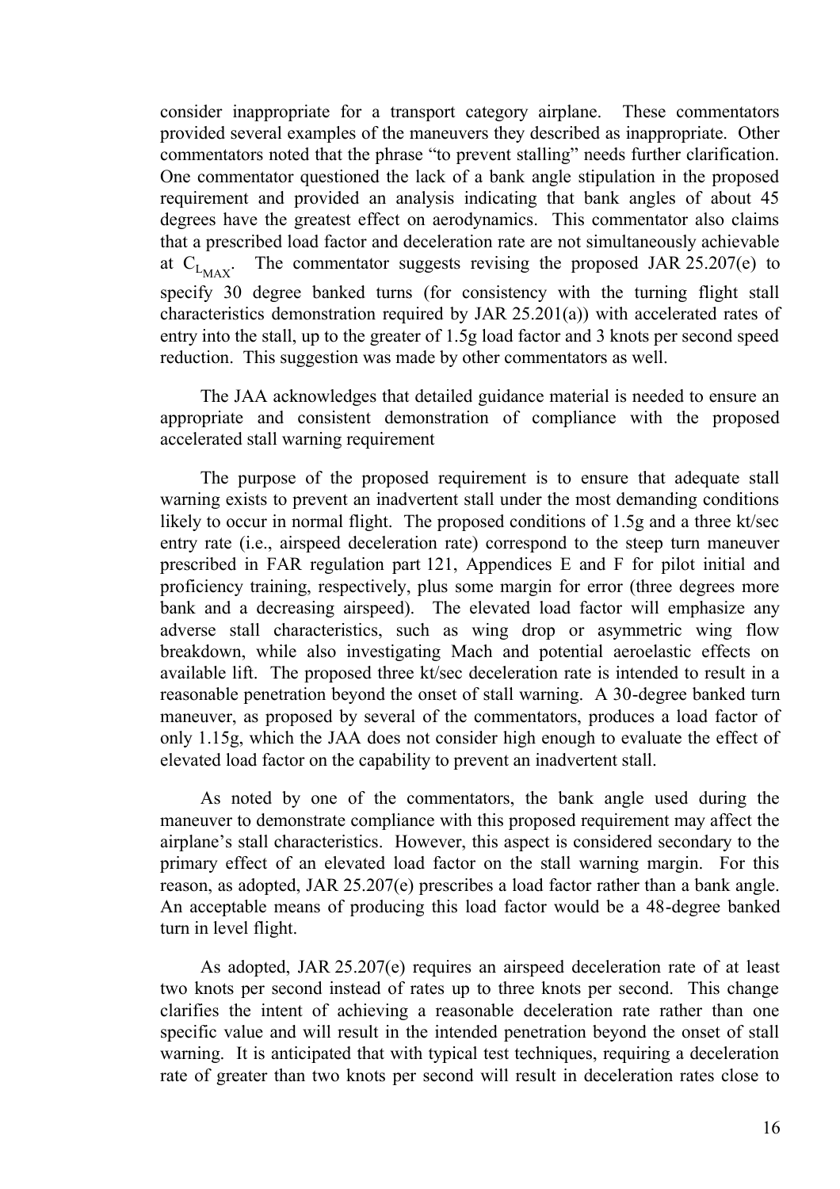consider inappropriate for a transport category airplane. These commentators provided several examples of the maneuvers they described as inappropriate. Other commentators noted that the phrase "to prevent stalling" needs further clarification. One commentator questioned the lack of a bank angle stipulation in the proposed requirement and provided an analysis indicating that bank angles of about 45 degrees have the greatest effect on aerodynamics. This commentator also claims that a prescribed load factor and deceleration rate are not simultaneously achievable at $C_{L_{MAX}}$. The commentator suggests revising the proposed JAR 25.207(e) to specify 30 degree banked turns (for consistency with the turning flight stall characteristics demonstration required by JAR 25.201(a)) with accelerated rates of entry into the stall, up to the greater of 1.5g load factor and 3 knots per second speed reduction. This suggestion was made by other commentators as well.

The JAA acknowledges that detailed guidance material is needed to ensure an appropriate and consistent demonstration of compliance with the proposed accelerated stall warning requirement

The purpose of the proposed requirement is to ensure that adequate stall warning exists to prevent an inadvertent stall under the most demanding conditions likely to occur in normal flight. The proposed conditions of 1.5g and a three kt/sec entry rate (i.e., airspeed deceleration rate) correspond to the steep turn maneuver prescribed in FAR regulation part 121, Appendices E and F for pilot initial and proficiency training, respectively, plus some margin for error (three degrees more bank and a decreasing airspeed). The elevated load factor will emphasize any adverse stall characteristics, such as wing drop or asymmetric wing flow breakdown, while also investigating Mach and potential aeroelastic effects on available lift. The proposed three kt/sec deceleration rate is intended to result in a reasonable penetration beyond the onset of stall warning. A 30-degree banked turn maneuver, as proposed by several of the commentators, produces a load factor of only 1.15g, which the JAA does not consider high enough to evaluate the effect of elevated load factor on the capability to prevent an inadvertent stall.

As noted by one of the commentators, the bank angle used during the maneuver to demonstrate compliance with this proposed requirement may affect the airplane's stall characteristics. However, this aspect is considered secondary to the primary effect of an elevated load factor on the stall warning margin. For this reason, as adopted, JAR 25.207(e) prescribes a load factor rather than a bank angle. An acceptable means of producing this load factor would be a 48-degree banked turn in level flight.

As adopted, JAR 25.207(e) requires an airspeed deceleration rate of at least two knots per second instead of rates up to three knots per second. This change clarifies the intent of achieving a reasonable deceleration rate rather than one specific value and will result in the intended penetration beyond the onset of stall warning. It is anticipated that with typical test techniques, requiring a deceleration rate of greater than two knots per second will result in deceleration rates close to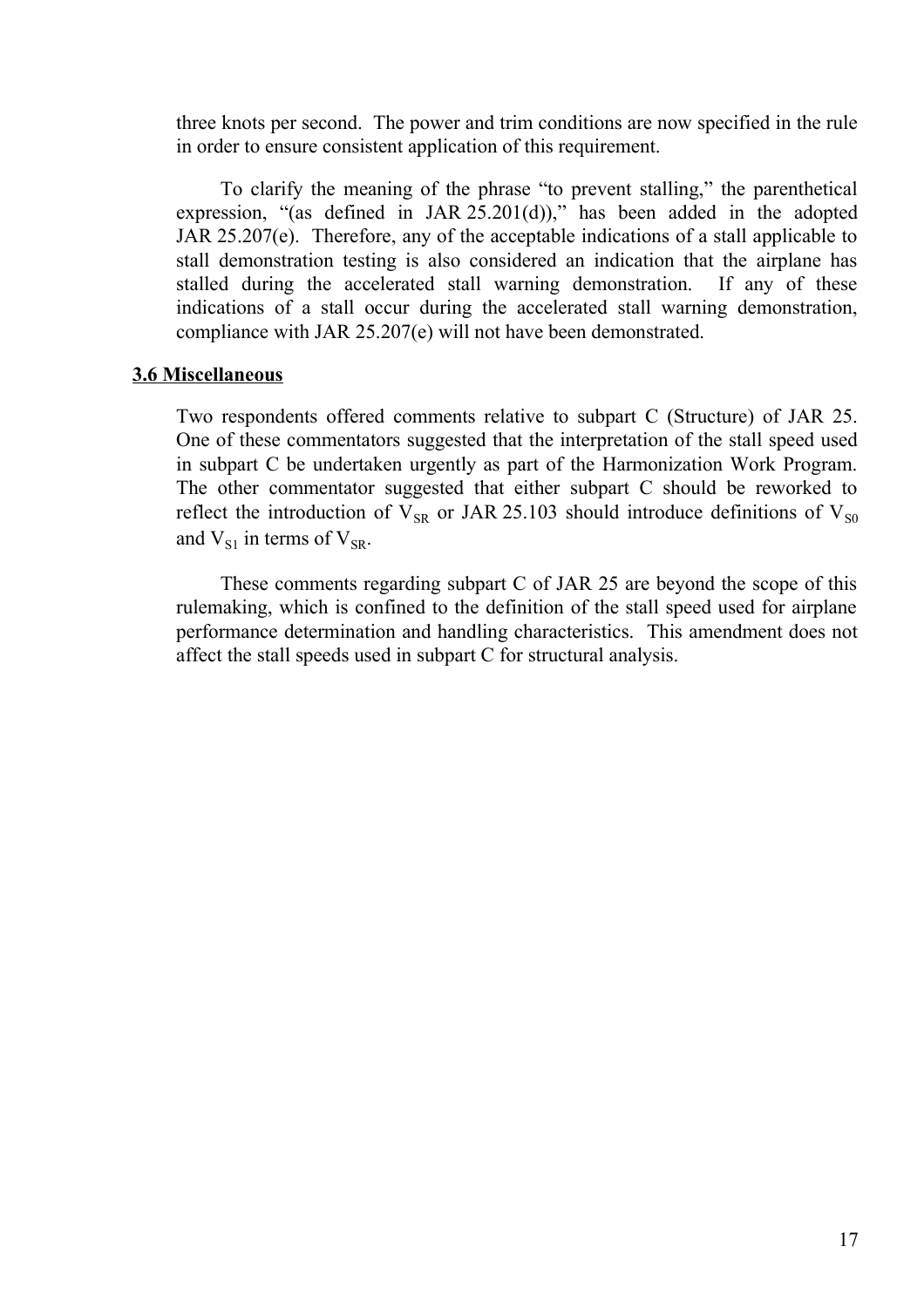three knots per second. The power and trim conditions are now specified in the rule in order to ensure consistent application of this requirement.

To clarify the meaning of the phrase "to prevent stalling," the parenthetical expression, "(as defined in JAR 25.201(d))," has been added in the adopted JAR 25.207(e). Therefore, any of the acceptable indications of a stall applicable to stall demonstration testing is also considered an indication that the airplane has stalled during the accelerated stall warning demonstration. If any of these indications of a stall occur during the accelerated stall warning demonstration, compliance with JAR 25.207(e) will not have been demonstrated.

### 3.6 Miscellaneous

Two respondents offered comments relative to subpart C (Structure) of JAR 25. One of these commentators suggested that the interpretation of the stall speed used in subpart C be undertaken urgently as part of the Harmonization Work Program. The other commentator suggested that either subpart C should be reworked to reflect the introduction of $V_{SR}$ or JAR 25.103 should introduce definitions of $V_{S0}$ and $V_{S1}$ in terms of $V_{SR}$.

These comments regarding subpart C of JAR 25 are beyond the scope of this rulemaking, which is confined to the definition of the stall speed used for airplane performance determination and handling characteristics. This amendment does not affect the stall speeds used in subpart C for structural analysis.